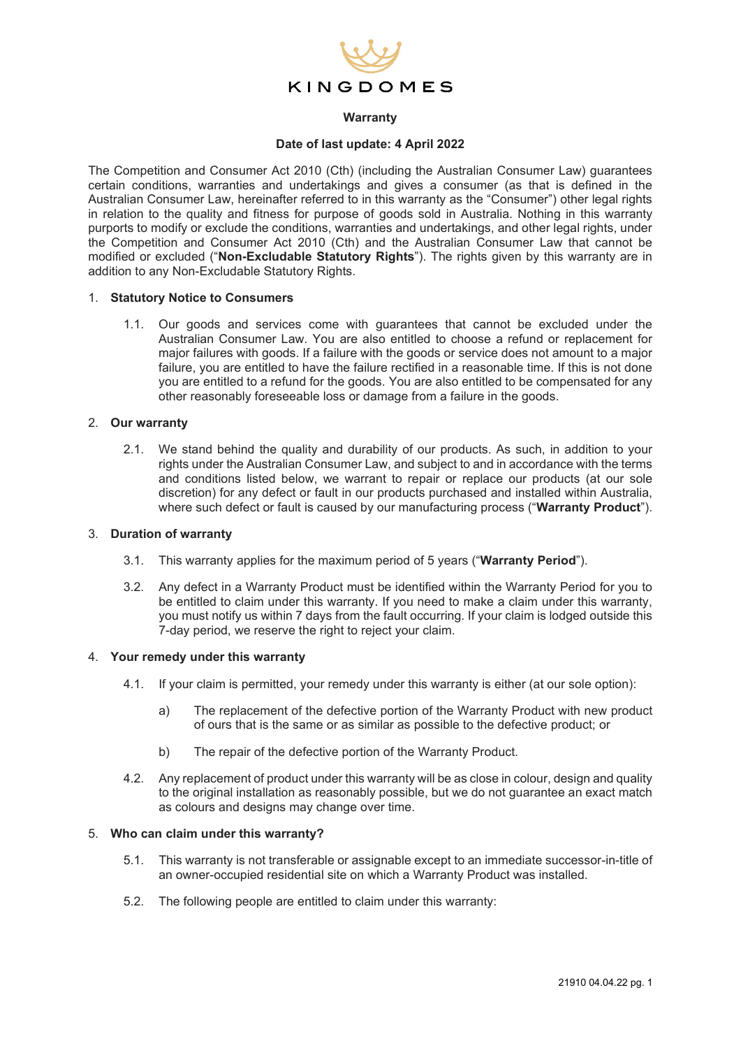KINGDOMES

# Warranty

**Date of last update: 4 April 2022**

The Competition and Consumer Act 2010 (Cth) (including the Australian Consumer Law) guarantees certain conditions, warranties and undertakings and gives a consumer (as that is defined in the Australian Consumer Law, hereinafter referred to in this warranty as the "Consumer") other legal rights in relation to the quality and fitness for purpose of goods sold in Australia. Nothing in this warranty purports to modify or exclude the conditions, warranties and undertakings, and other legal rights, under the Competition and Consumer Act 2010 (Cth) and the Australian Consumer Law that cannot be modified or excluded ("**Non-Excludable Statutory Rights**"). The rights given by this warranty are in addition to any Non-Excludable Statutory Rights.

## 1. Statutory Notice to Consumers

1.1. Our goods and services come with guarantees that cannot be excluded under the Australian Consumer Law. You are also entitled to choose a refund or replacement for major failures with goods. If a failure with the goods or service does not amount to a major failure, you are entitled to have the failure rectified in a reasonable time. If this is not done you are entitled to a refund for the goods. You are also entitled to be compensated for any other reasonably foreseeable loss or damage from a failure in the goods.

## 2. Our warranty

2.1. We stand behind the quality and durability of our products. As such, in addition to your rights under the Australian Consumer Law, and subject to and in accordance with the terms and conditions listed below, we warrant to repair or replace our products (at our sole discretion) for any defect or fault in our products purchased and installed within Australia, where such defect or fault is caused by our manufacturing process ("**Warranty Product**").

## 3. Duration of warranty

3.1. This warranty applies for the maximum period of 5 years ("**Warranty Period**").

3.2. Any defect in a Warranty Product must be identified within the Warranty Period for you to be entitled to claim under this warranty. If you need to make a claim under this warranty, you must notify us within 7 days from the fault occurring. If your claim is lodged outside this 7-day period, we reserve the right to reject your claim.

## 4. Your remedy under this warranty

4.1. If your claim is permitted, your remedy under this warranty is either (at our sole option):

a) The replacement of the defective portion of the Warranty Product with new product of ours that is the same or as similar as possible to the defective product; or

b) The repair of the defective portion of the Warranty Product.

4.2. Any replacement of product under this warranty will be as close in colour, design and quality to the original installation as reasonably possible, but we do not guarantee an exact match as colours and designs may change over time.

## 5. Who can claim under this warranty?

5.1. This warranty is not transferable or assignable except to an immediate successor-in-title of an owner-occupied residential site on which a Warranty Product was installed.

5.2. The following people are entitled to claim under this warranty: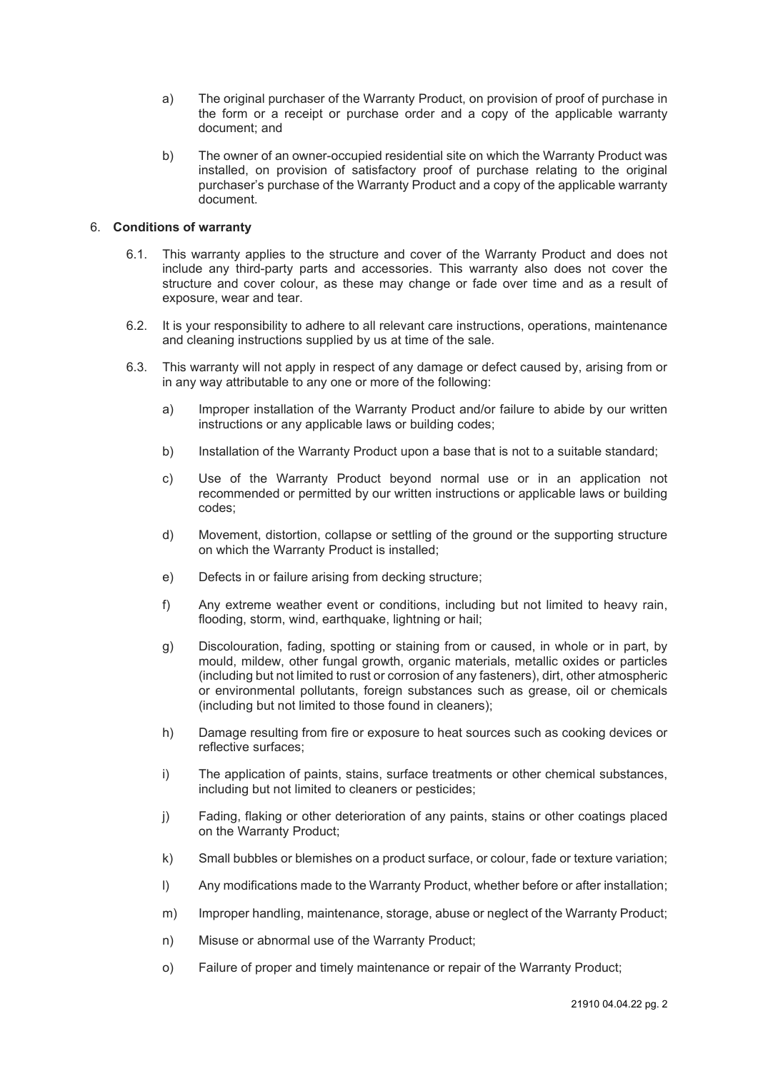a) The original purchaser of the Warranty Product, on provision of proof of purchase in the form or a receipt or purchase order and a copy of the applicable warranty document; and

b) The owner of an owner-occupied residential site on which the Warranty Product was installed, on provision of satisfactory proof of purchase relating to the original purchaser's purchase of the Warranty Product and a copy of the applicable warranty document.

6. **Conditions of warranty**

6.1. This warranty applies to the structure and cover of the Warranty Product and does not include any third-party parts and accessories. This warranty also does not cover the structure and cover colour, as these may change or fade over time and as a result of exposure, wear and tear.

6.2. It is your responsibility to adhere to all relevant care instructions, operations, maintenance and cleaning instructions supplied by us at time of the sale.

6.3. This warranty will not apply in respect of any damage or defect caused by, arising from or in any way attributable to any one or more of the following:

a) Improper installation of the Warranty Product and/or failure to abide by our written instructions or any applicable laws or building codes;

b) Installation of the Warranty Product upon a base that is not to a suitable standard;

c) Use of the Warranty Product beyond normal use or in an application not recommended or permitted by our written instructions or applicable laws or building codes;

d) Movement, distortion, collapse or settling of the ground or the supporting structure on which the Warranty Product is installed;

e) Defects in or failure arising from decking structure;

f) Any extreme weather event or conditions, including but not limited to heavy rain, flooding, storm, wind, earthquake, lightning or hail;

g) Discolouration, fading, spotting or staining from or caused, in whole or in part, by mould, mildew, other fungal growth, organic materials, metallic oxides or particles (including but not limited to rust or corrosion of any fasteners), dirt, other atmospheric or environmental pollutants, foreign substances such as grease, oil or chemicals (including but not limited to those found in cleaners);

h) Damage resulting from fire or exposure to heat sources such as cooking devices or reflective surfaces;

i) The application of paints, stains, surface treatments or other chemical substances, including but not limited to cleaners or pesticides;

j) Fading, flaking or other deterioration of any paints, stains or other coatings placed on the Warranty Product;

k) Small bubbles or blemishes on a product surface, or colour, fade or texture variation;

l) Any modifications made to the Warranty Product, whether before or after installation;

m) Improper handling, maintenance, storage, abuse or neglect of the Warranty Product;

n) Misuse or abnormal use of the Warranty Product;

o) Failure of proper and timely maintenance or repair of the Warranty Product;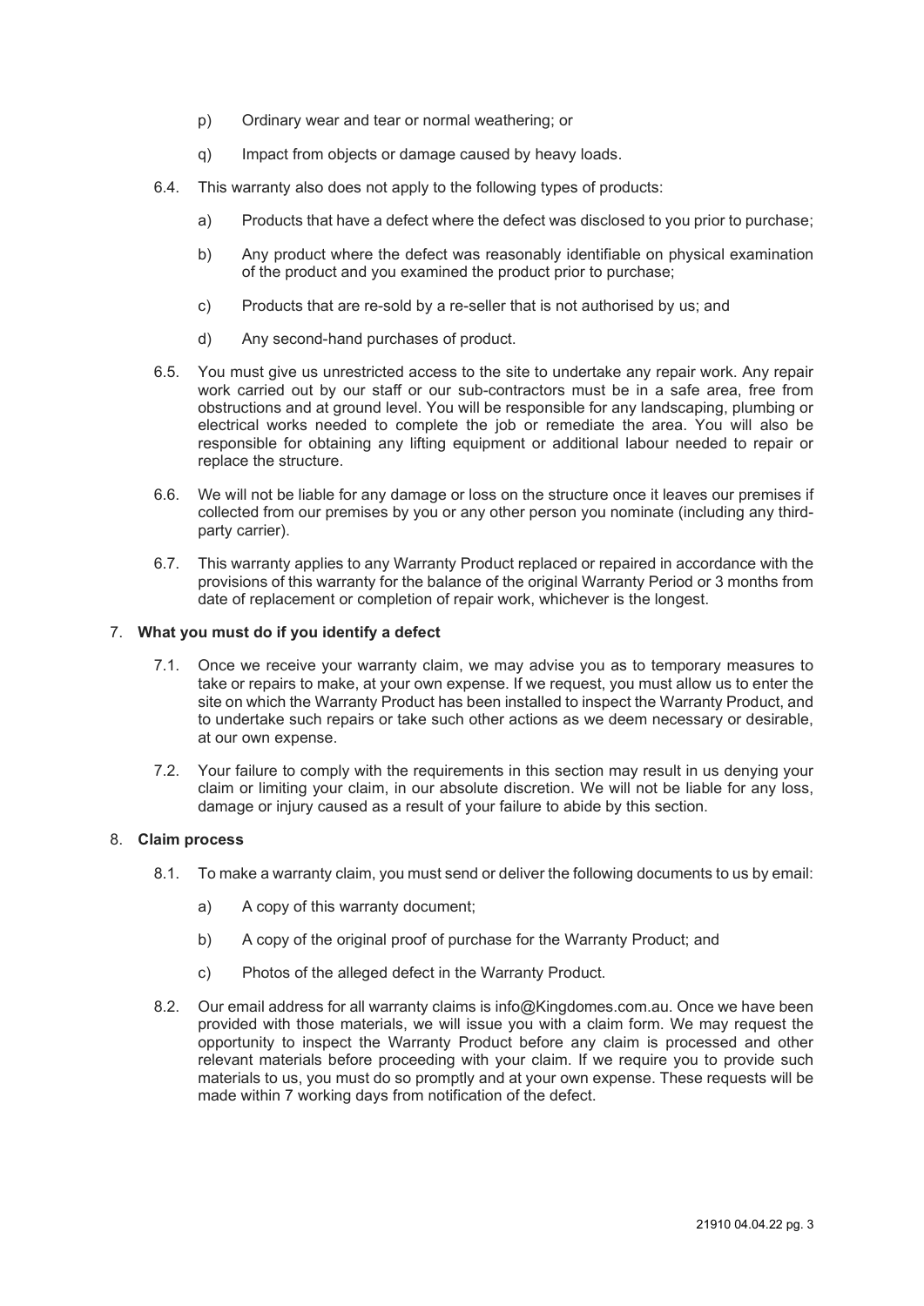p) Ordinary wear and tear or normal weathering; or

q) Impact from objects or damage caused by heavy loads.

6.4. This warranty also does not apply to the following types of products:

a) Products that have a defect where the defect was disclosed to you prior to purchase;

b) Any product where the defect was reasonably identifiable on physical examination of the product and you examined the product prior to purchase;

c) Products that are re-sold by a re-seller that is not authorised by us; and

d) Any second-hand purchases of product.

6.5. You must give us unrestricted access to the site to undertake any repair work. Any repair work carried out by our staff or our sub-contractors must be in a safe area, free from obstructions and at ground level. You will be responsible for any landscaping, plumbing or electrical works needed to complete the job or remediate the area. You will also be responsible for obtaining any lifting equipment or additional labour needed to repair or replace the structure.

6.6. We will not be liable for any damage or loss on the structure once it leaves our premises if collected from our premises by you or any other person you nominate (including any third-party carrier).

6.7. This warranty applies to any Warranty Product replaced or repaired in accordance with the provisions of this warranty for the balance of the original Warranty Period or 3 months from date of replacement or completion of repair work, whichever is the longest.

## 7. **What you must do if you identify a defect**

7.1. Once we receive your warranty claim, we may advise you as to temporary measures to take or repairs to make, at your own expense. If we request, you must allow us to enter the site on which the Warranty Product has been installed to inspect the Warranty Product, and to undertake such repairs or take such other actions as we deem necessary or desirable, at our own expense.

7.2. Your failure to comply with the requirements in this section may result in us denying your claim or limiting your claim, in our absolute discretion. We will not be liable for any loss, damage or injury caused as a result of your failure to abide by this section.

## 8. **Claim process**

8.1. To make a warranty claim, you must send or deliver the following documents to us by email:

a) A copy of this warranty document;

b) A copy of the original proof of purchase for the Warranty Product; and

c) Photos of the alleged defect in the Warranty Product.

8.2. Our email address for all warranty claims is info@Kingdomes.com.au. Once we have been provided with those materials, we will issue you with a claim form. We may request the opportunity to inspect the Warranty Product before any claim is processed and other relevant materials before proceeding with your claim. If we require you to provide such materials to us, you must do so promptly and at your own expense. These requests will be made within 7 working days from notification of the defect.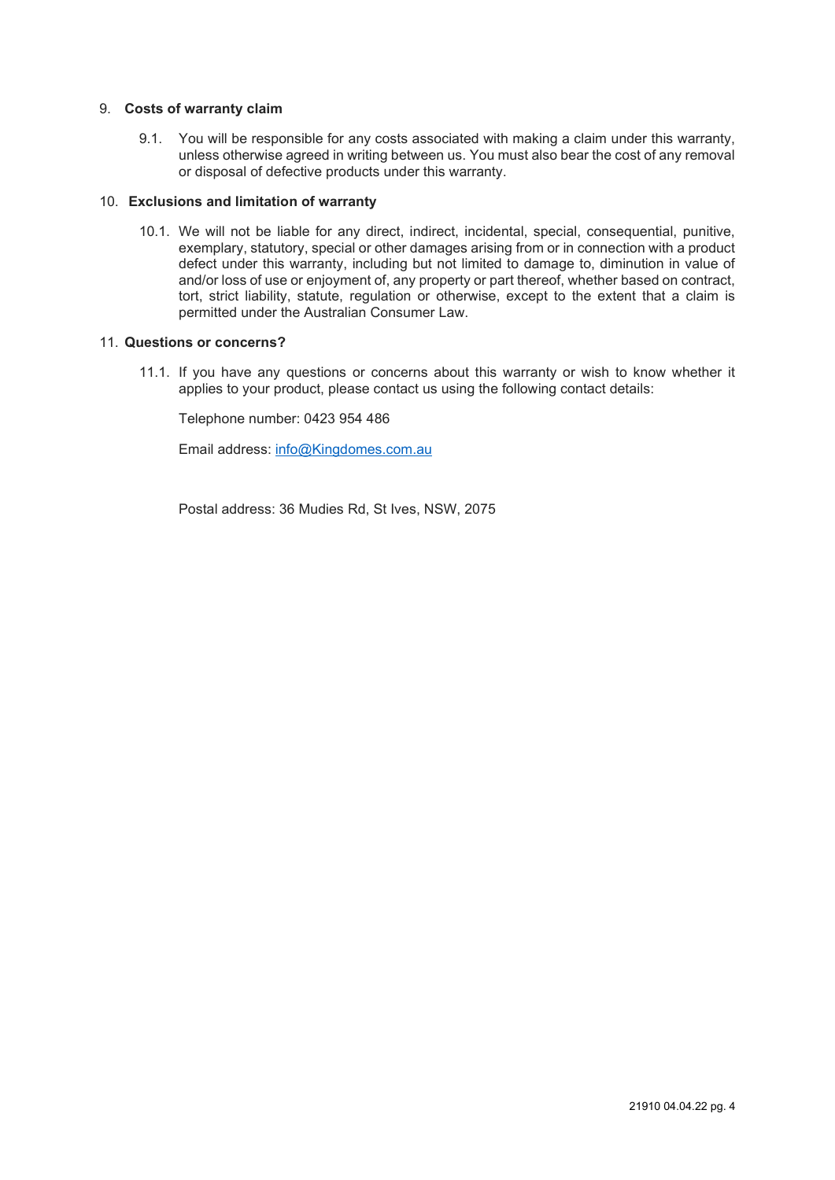## 9. Costs of warranty claim

9.1. You will be responsible for any costs associated with making a claim under this warranty, unless otherwise agreed in writing between us. You must also bear the cost of any removal or disposal of defective products under this warranty.

## 10. Exclusions and limitation of warranty

10.1. We will not be liable for any direct, indirect, incidental, special, consequential, punitive, exemplary, statutory, special or other damages arising from or in connection with a product defect under this warranty, including but not limited to damage to, diminution in value of and/or loss of use or enjoyment of, any property or part thereof, whether based on contract, tort, strict liability, statute, regulation or otherwise, except to the extent that a claim is permitted under the Australian Consumer Law.

## 11. Questions or concerns?

11.1. If you have any questions or concerns about this warranty or wish to know whether it applies to your product, please contact us using the following contact details:

Telephone number: 0423 954 486

Email address: info@Kingdomes.com.au

Postal address: 36 Mudies Rd, St Ives, NSW, 2075

21910 04.04.22